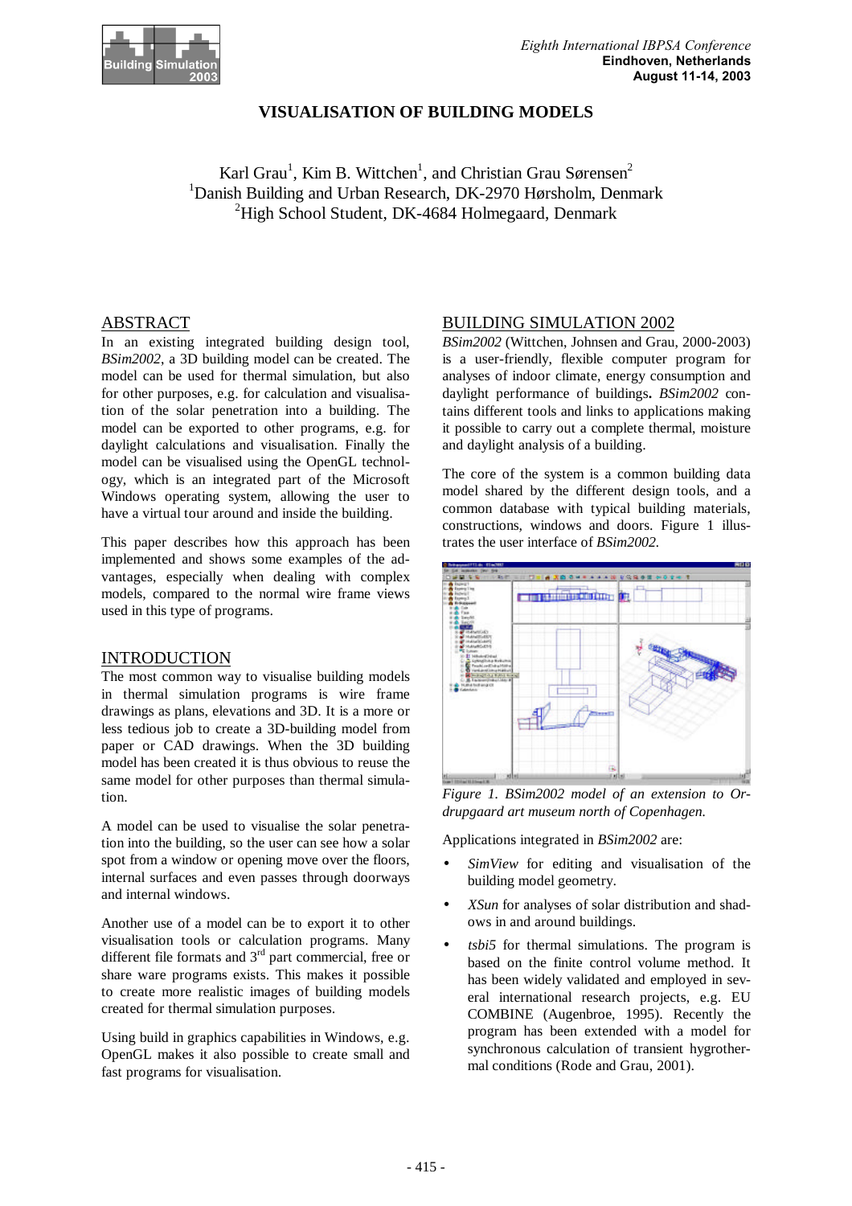# VISUALISATION OF BUILDING MODELS

Karl Grau[1], Kim B. Wittchen[1], and Christian Grau Sørensen[2]
[1]Danish Building and Urban Research, DK-2970 Hørsholm, Denmark
[2]High School Student, DK-4684 Holmegaard, Denmark

## ABSTRACT

In an existing integrated building design tool, *BSim2002*, a 3D building model can be created. The model can be used for thermal simulation, but also for other purposes, e.g. for calculation and visualisation of the solar penetration into a building. The model can be exported to other programs, e.g. for daylight calculations and visualisation. Finally the model can be visualised using the OpenGL technology, which is an integrated part of the Microsoft Windows operating system, allowing the user to have a virtual tour around and inside the building.

This paper describes how this approach has been implemented and shows some examples of the advantages, especially when dealing with complex models, compared to the normal wire frame views used in this type of programs.

## INTRODUCTION

The most common way to visualise building models in thermal simulation programs is wire frame drawings as plans, elevations and 3D. It is a more or less tedious job to create a 3D-building model from paper or CAD drawings. When the 3D building model has been created it is thus obvious to reuse the same model for other purposes than thermal simulation.

A model can be used to visualise the solar penetration into the building, so the user can see how a solar spot from a window or opening move over the floors, internal surfaces and even passes through doorways and internal windows.

Another use of a model can be to export it to other visualisation tools or calculation programs. Many different file formats and 3rd part commercial, free or share ware programs exists. This makes it possible to create more realistic images of building models created for thermal simulation purposes.

Using build in graphics capabilities in Windows, e.g. OpenGL makes it also possible to create small and fast programs for visualisation.

## BUILDING SIMULATION 2002

*BSim2002* (Wittchen, Johnsen and Grau, 2000-2003) is a user-friendly, flexible computer program for analyses of indoor climate, energy consumption and daylight performance of buildings. *BSim2002* contains different tools and links to applications making it possible to carry out a complete thermal, moisture and daylight analysis of a building.

The core of the system is a common building data model shared by the different design tools, and a common database with typical building materials, constructions, windows and doors. Figure 1 illustrates the user interface of *BSim2002*.

*Figure 1. BSim2002 model of an extension to Ordrupgaard art museum north of Copenhagen.*

Applications integrated in *BSim2002* are:

- *SimView* for editing and visualisation of the building model geometry.
- *XSun* for analyses of solar distribution and shadows in and around buildings.
- *tsbi5* for thermal simulations. The program is based on the finite control volume method. It has been widely validated and employed in several international research projects, e.g. EU COMBINE (Augenbroe, 1995). Recently the program has been extended with a model for synchronous calculation of transient hygrothermal conditions (Rode and Grau, 2001).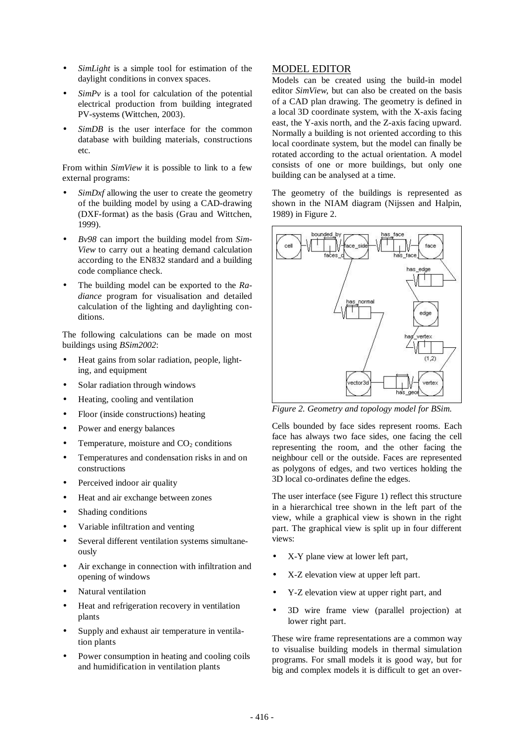- *SimLight* is a simple tool for estimation of the daylight conditions in convex spaces.
- *SimPv* is a tool for calculation of the potential electrical production from building integrated PV-systems (Wittchen, 2003).
- *SimDB* is the user interface for the common database with building materials, constructions etc.

From within *SimView* it is possible to link to a few external programs:

- *SimDxf* allowing the user to create the geometry of the building model by using a CAD-drawing (DXF-format) as the basis (Grau and Wittchen, 1999).
- *Bv98* can import the building model from *Sim-View* to carry out a heating demand calculation according to the EN832 standard and a building code compliance check.
- The building model can be exported to the *Radiance* program for visualisation and detailed calculation of the lighting and daylighting conditions.

The following calculations can be made on most buildings using *BSim2002*:

- Heat gains from solar radiation, people, lighting, and equipment
- Solar radiation through windows
- Heating, cooling and ventilation
- Floor (inside constructions) heating
- Power and energy balances
- Temperature, moisture and $CO_2$ conditions
- Temperatures and condensation risks in and on constructions
- Perceived indoor air quality
- Heat and air exchange between zones
- Shading conditions
- Variable infiltration and venting
- Several different ventilation systems simultaneously
- Air exchange in connection with infiltration and opening of windows
- Natural ventilation
- Heat and refrigeration recovery in ventilation plants
- Supply and exhaust air temperature in ventilation plants
- Power consumption in heating and cooling coils and humidification in ventilation plants

## MODEL EDITOR

Models can be created using the build-in model editor *SimView*, but can also be created on the basis of a CAD plan drawing. The geometry is defined in a local 3D coordinate system, with the X-axis facing east, the Y-axis north, and the Z-axis facing upward. Normally a building is not oriented according to this local coordinate system, but the model can finally be rotated according to the actual orientation. A model consists of one or more buildings, but only one building can be analysed at a time.

The geometry of the buildings is represented as shown in the NIAM diagram (Nijssen and Halpin, 1989) in Figure 2.

*Figure 2. Geometry and topology model for BSim.*

Cells bounded by face sides represent rooms. Each face has always two face sides, one facing the cell representing the room, and the other facing the neighbour cell or the outside. Faces are represented as polygons of edges, and two vertices holding the 3D local co-ordinates define the edges.

The user interface (see Figure 1) reflect this structure in a hierarchical tree shown in the left part of the view, while a graphical view is shown in the right part. The graphical view is split up in four different views:

- X-Y plane view at lower left part,
- X-Z elevation view at upper left part.
- Y-Z elevation view at upper right part, and
- 3D wire frame view (parallel projection) at lower right part.

These wire frame representations are a common way to visualise building models in thermal simulation programs. For small models it is good way, but for big and complex models it is difficult to get an over-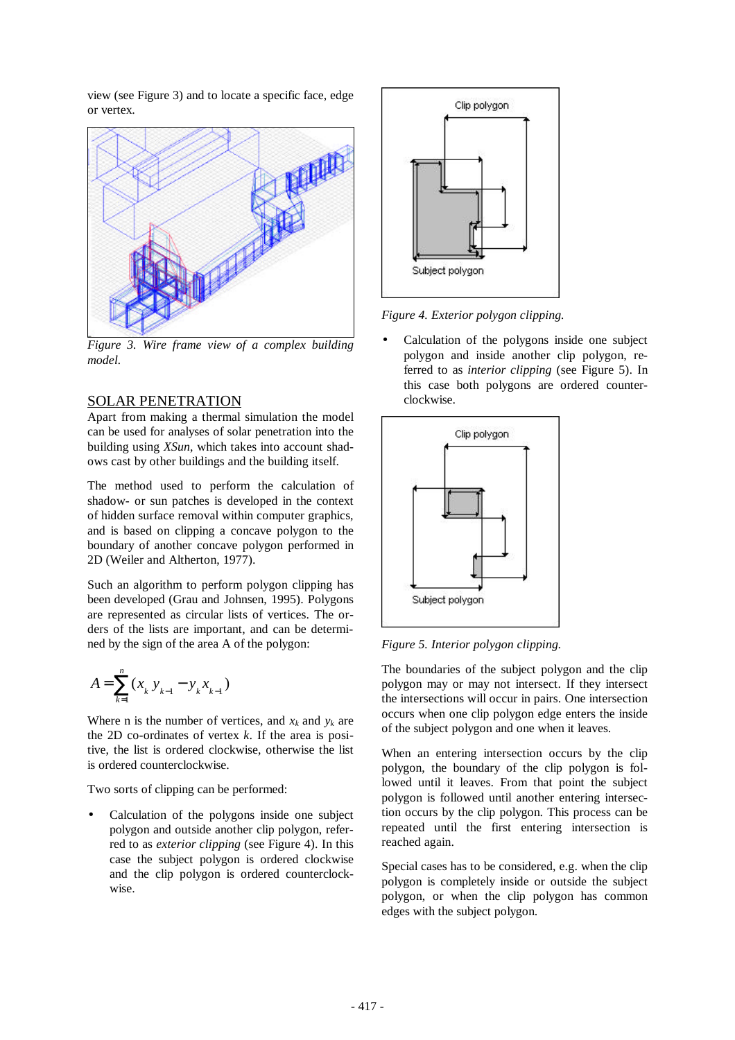view (see Figure 3) and to locate a specific face, edge or vertex.

*Figure 3. Wire frame view of a complex building model.*

## SOLAR PENETRATION

Apart from making a thermal simulation the model can be used for analyses of solar penetration into the building using *XSun*, which takes into account shadows cast by other buildings and the building itself.

The method used to perform the calculation of shadow- or sun patches is developed in the context of hidden surface removal within computer graphics, and is based on clipping a concave polygon to the boundary of another concave polygon performed in 2D (Weiler and Altherton, 1977).

Such an algorithm to perform polygon clipping has been developed (Grau and Johnsen, 1995). Polygons are represented as circular lists of vertices. The orders of the lists are important, and can be determined by the sign of the area A of the polygon:

$$A = \sum_{k=1}^{n} (x_k y_{k-1} - y_k x_{k-1})$$

Where n is the number of vertices, and $x_k$ and $y_k$ are the 2D co-ordinates of vertex *k*. If the area is positive, the list is ordered clockwise, otherwise the list is ordered counterclockwise.

Two sorts of clipping can be performed:

- Calculation of the polygons inside one subject polygon and outside another clip polygon, referred to as *exterior clipping* (see Figure 4). In this case the subject polygon is ordered clockwise and the clip polygon is ordered counterclockwise.

*Figure 4. Exterior polygon clipping.*

- Calculation of the polygons inside one subject polygon and inside another clip polygon, referred to as *interior clipping* (see Figure 5). In this case both polygons are ordered counterclockwise.

*Figure 5. Interior polygon clipping.*

The boundaries of the subject polygon and the clip polygon may or may not intersect. If they intersect the intersections will occur in pairs. One intersection occurs when one clip polygon edge enters the inside of the subject polygon and one when it leaves.

When an entering intersection occurs by the clip polygon, the boundary of the clip polygon is followed until it leaves. From that point the subject polygon is followed until another entering intersection occurs by the clip polygon. This process can be repeated until the first entering intersection is reached again.

Special cases has to be considered, e.g. when the clip polygon is completely inside or outside the subject polygon, or when the clip polygon has common edges with the subject polygon.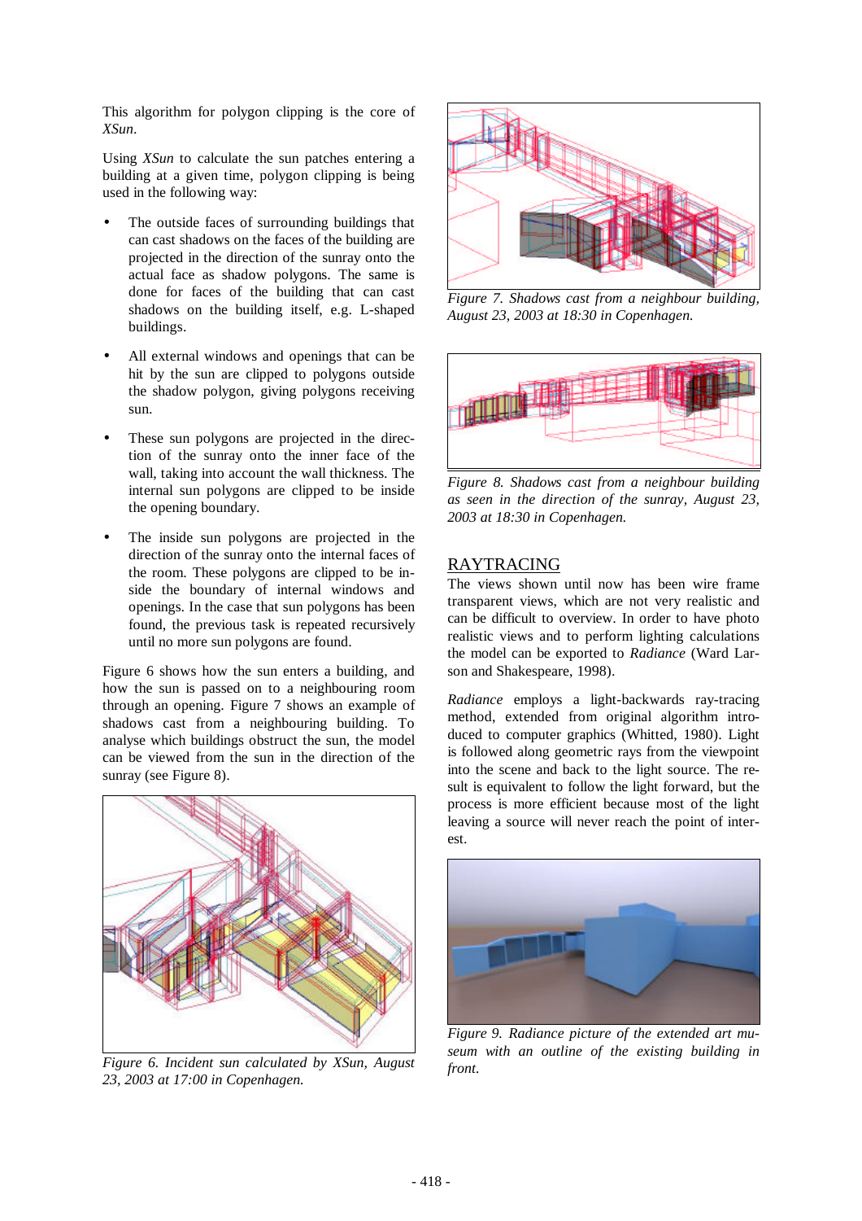This algorithm for polygon clipping is the core of *XSun*.

Using *XSun* to calculate the sun patches entering a building at a given time, polygon clipping is being used in the following way:

- The outside faces of surrounding buildings that can cast shadows on the faces of the building are projected in the direction of the sunray onto the actual face as shadow polygons. The same is done for faces of the building that can cast shadows on the building itself, e.g. L-shaped buildings.
- All external windows and openings that can be hit by the sun are clipped to polygons outside the shadow polygon, giving polygons receiving sun.
- These sun polygons are projected in the direction of the sunray onto the inner face of the wall, taking into account the wall thickness. The internal sun polygons are clipped to be inside the opening boundary.
- The inside sun polygons are projected in the direction of the sunray onto the internal faces of the room. These polygons are clipped to be inside the boundary of internal windows and openings. In the case that sun polygons has been found, the previous task is repeated recursively until no more sun polygons are found.

Figure 6 shows how the sun enters a building, and how the sun is passed on to a neighbouring room through an opening. Figure 7 shows an example of shadows cast from a neighbouring building. To analyse which buildings obstruct the sun, the model can be viewed from the sun in the direction of the sunray (see Figure 8).

*Figure 6. Incident sun calculated by XSun, August 23, 2003 at 17:00 in Copenhagen.*

*Figure 7. Shadows cast from a neighbour building, August 23, 2003 at 18:30 in Copenhagen.*

*Figure 8. Shadows cast from a neighbour building as seen in the direction of the sunray, August 23, 2003 at 18:30 in Copenhagen.*

## RAYTRACING

The views shown until now has been wire frame transparent views, which are not very realistic and can be difficult to overview. In order to have photo realistic views and to perform lighting calculations the model can be exported to *Radiance* (Ward Larson and Shakespeare, 1998).

*Radiance* employs a light-backwards ray-tracing method, extended from original algorithm introduced to computer graphics (Whitted, 1980). Light is followed along geometric rays from the viewpoint into the scene and back to the light source. The result is equivalent to follow the light forward, but the process is more efficient because most of the light leaving a source will never reach the point of interest.

*Figure 9. Radiance picture of the extended art museum with an outline of the existing building in front.*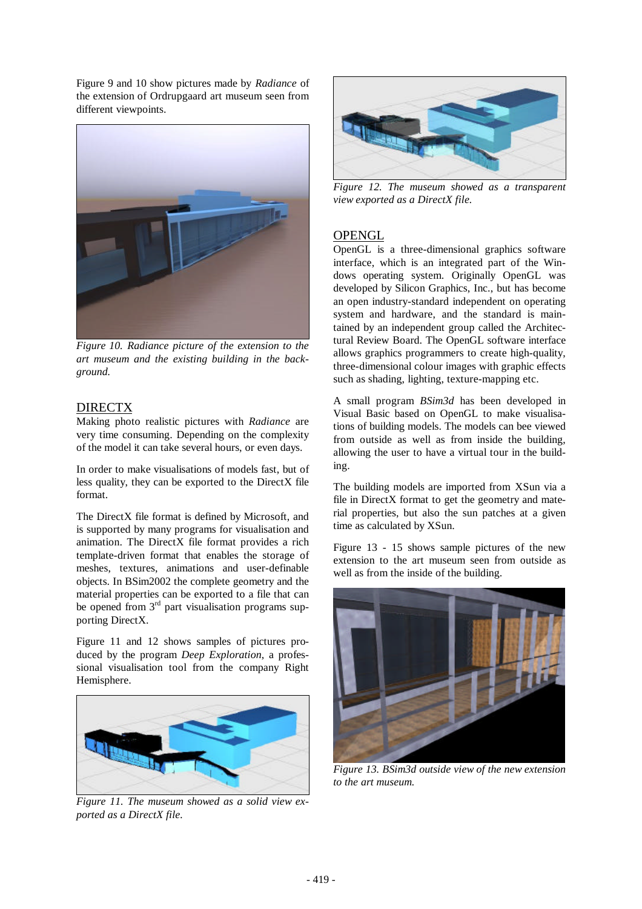Figure 9 and 10 show pictures made by *Radiance* of the extension of Ordrupgaard art museum seen from different viewpoints.

*Figure 10. Radiance picture of the extension to the art museum and the existing building in the background.*

## DIRECTX

Making photo realistic pictures with *Radiance* are very time consuming. Depending on the complexity of the model it can take several hours, or even days.

In order to make visualisations of models fast, but of less quality, they can be exported to the DirectX file format.

The DirectX file format is defined by Microsoft, and is supported by many programs for visualisation and animation. The DirectX file format provides a rich template-driven format that enables the storage of meshes, textures, animations and user-definable objects. In BSim2002 the complete geometry and the material properties can be exported to a file that can be opened from 3rd part visualisation programs supporting DirectX.

Figure 11 and 12 shows samples of pictures produced by the program *Deep Exploration*, a professional visualisation tool from the company Right Hemisphere.

*Figure 11. The museum showed as a solid view exported as a DirectX file.*

*Figure 12. The museum showed as a transparent view exported as a DirectX file.*

## OPENGL

OpenGL is a three-dimensional graphics software interface, which is an integrated part of the Windows operating system. Originally OpenGL was developed by Silicon Graphics, Inc., but has become an open industry-standard independent on operating system and hardware, and the standard is maintained by an independent group called the Architectural Review Board. The OpenGL software interface allows graphics programmers to create high-quality, three-dimensional colour images with graphic effects such as shading, lighting, texture-mapping etc.

A small program *BSim3d* has been developed in Visual Basic based on OpenGL to make visualisations of building models. The models can bee viewed from outside as well as from inside the building, allowing the user to have a virtual tour in the building.

The building models are imported from XSun via a file in DirectX format to get the geometry and material properties, but also the sun patches at a given time as calculated by XSun.

Figure 13 - 15 shows sample pictures of the new extension to the art museum seen from outside as well as from the inside of the building.

*Figure 13. BSim3d outside view of the new extension to the art museum.*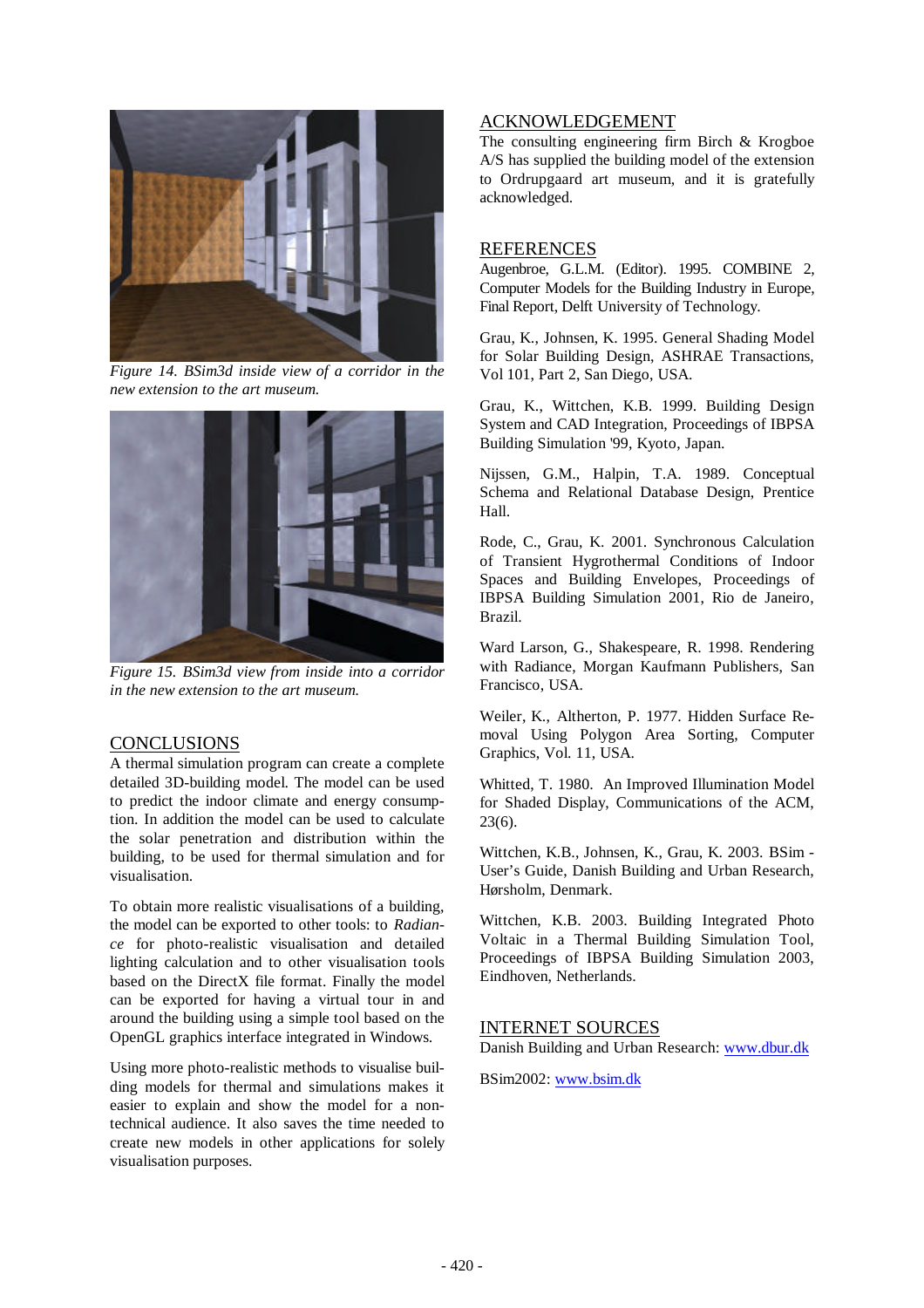*Figure 14. BSim3d inside view of a corridor in the new extension to the art museum.*

*Figure 15. BSim3d view from inside into a corridor in the new extension to the art museum.*

## CONCLUSIONS

A thermal simulation program can create a complete detailed 3D-building model. The model can be used to predict the indoor climate and energy consumption. In addition the model can be used to calculate the solar penetration and distribution within the building, to be used for thermal simulation and for visualisation.

To obtain more realistic visualisations of a building, the model can be exported to other tools: to *Radiance* for photo-realistic visualisation and detailed lighting calculation and to other visualisation tools based on the DirectX file format. Finally the model can be exported for having a virtual tour in and around the building using a simple tool based on the OpenGL graphics interface integrated in Windows.

Using more photo-realistic methods to visualise building models for thermal and simulations makes it easier to explain and show the model for a non-technical audience. It also saves the time needed to create new models in other applications for solely visualisation purposes.

## ACKNOWLEDGEMENT

The consulting engineering firm Birch & Krogboe A/S has supplied the building model of the extension to Ordrupgaard art museum, and it is gratefully acknowledged.

## REFERENCES

Augenbroe, G.L.M. (Editor). 1995. COMBINE 2, Computer Models for the Building Industry in Europe, Final Report, Delft University of Technology.

Grau, K., Johnsen, K. 1995. General Shading Model for Solar Building Design, ASHRAE Transactions, Vol 101, Part 2, San Diego, USA.

Grau, K., Wittchen, K.B. 1999. Building Design System and CAD Integration, Proceedings of IBPSA Building Simulation '99, Kyoto, Japan.

Nijssen, G.M., Halpin, T.A. 1989. Conceptual Schema and Relational Database Design, Prentice Hall.

Rode, C., Grau, K. 2001. Synchronous Calculation of Transient Hygrothermal Conditions of Indoor Spaces and Building Envelopes, Proceedings of IBPSA Building Simulation 2001, Rio de Janeiro, Brazil.

Ward Larson, G., Shakespeare, R. 1998. Rendering with Radiance, Morgan Kaufmann Publishers, San Francisco, USA.

Weiler, K., Altherton, P. 1977. Hidden Surface Removal Using Polygon Area Sorting, Computer Graphics, Vol. 11, USA.

Whitted, T. 1980. An Improved Illumination Model for Shaded Display, Communications of the ACM, 23(6).

Wittchen, K.B., Johnsen, K., Grau, K. 2003. BSim - User's Guide, Danish Building and Urban Research, Hørsholm, Denmark.

Wittchen, K.B. 2003. Building Integrated Photo Voltaic in a Thermal Building Simulation Tool, Proceedings of IBPSA Building Simulation 2003, Eindhoven, Netherlands.

## INTERNET SOURCES

Danish Building and Urban Research: www.dbur.dk

BSim2002: www.bsim.dk